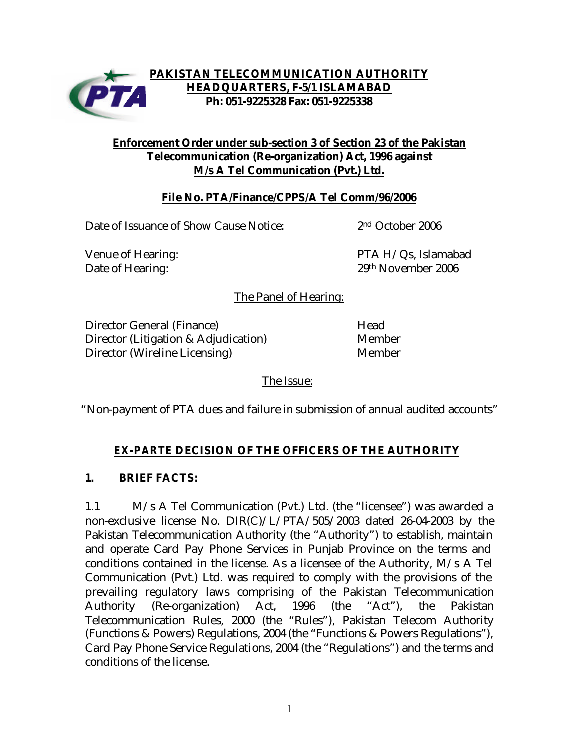**PAKISTAN TELECOMMUNICATION AUTHORITY**
**HEADQUARTERS, F-5/1 ISLAMABAD**
**Ph: 051-9225328 Fax: 051-9225338**

**Enforcement Order under sub-section 3 of Section 23 of the Pakistan Telecommunication (Re-organization) Act, 1996 against M/s A Tel Communication (Pvt.) Ltd.**

**File No. PTA/Finance/CPPS/A Tel Comm/96/2006**

| | |
|---|---|
| Date of Issuance of Show Cause Notice: | 2nd October 2006 |
| Venue of Hearing: | PTA H/Qs, Islamabad |
| Date of Hearing: | 29th November 2006 |

The Panel of Hearing:

| | |
|---|---|
| Director General (Finance) | Head |
| Director (Litigation & Adjudication) | Member |
| Director (Wireline Licensing) | Member |

The Issue:

"Non-payment of PTA dues and failure in submission of annual audited accounts"

## EX-PARTE DECISION OF THE OFFICERS OF THE AUTHORITY

### 1. BRIEF FACTS:

1.1 M/s A Tel Communication (Pvt.) Ltd. (the "licensee") was awarded a non-exclusive license No. DIR(C)/L/PTA/505/2003 dated 26-04-2003 by the Pakistan Telecommunication Authority (the "Authority") to establish, maintain and operate Card Pay Phone Services in Punjab Province on the terms and conditions contained in the license. As a licensee of the Authority, M/s A Tel Communication (Pvt.) Ltd. was required to comply with the provisions of the prevailing regulatory laws comprising of the Pakistan Telecommunication Authority (Re-organization) Act, 1996 (the "Act"), the Pakistan Telecommunication Rules, 2000 (the "Rules"), Pakistan Telecom Authority (Functions & Powers) Regulations, 2004 (the "Functions & Powers Regulations"), Card Pay Phone Service Regulations, 2004 (the "Regulations") and the terms and conditions of the license.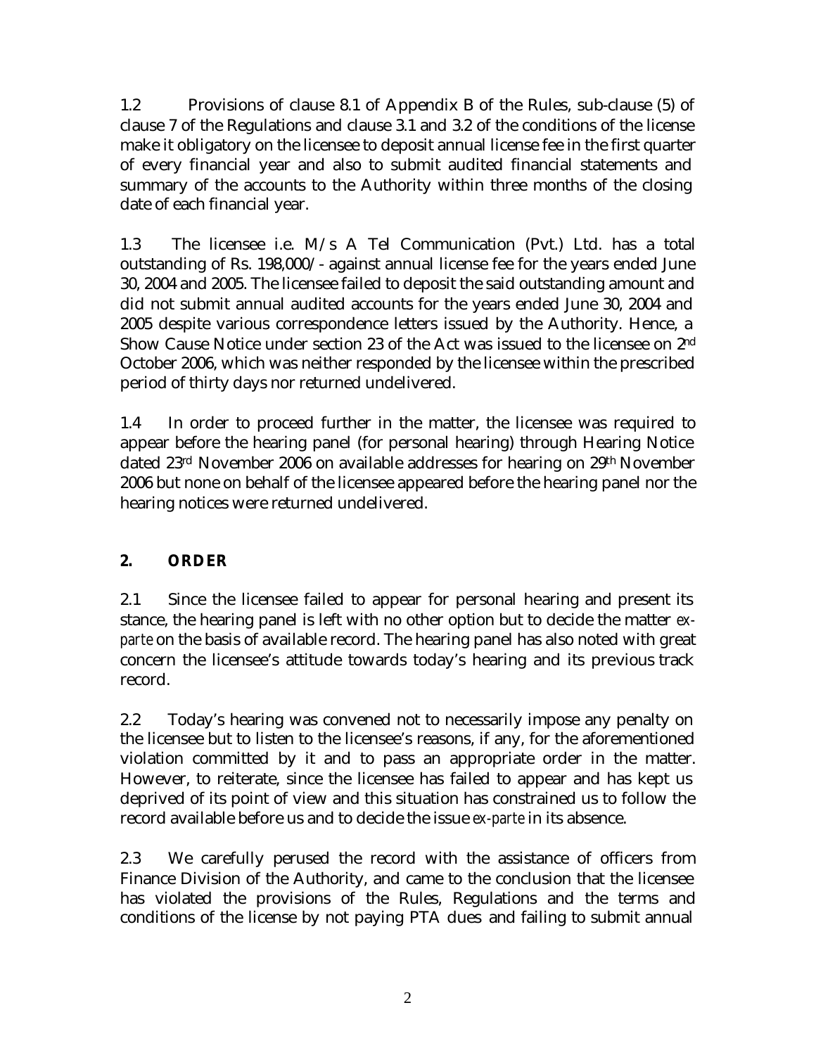1.2 Provisions of clause 8.1 of Appendix B of the Rules, sub-clause (5) of clause 7 of the Regulations and clause 3.1 and 3.2 of the conditions of the license make it obligatory on the licensee to deposit annual license fee in the first quarter of every financial year and also to submit audited financial statements and summary of the accounts to the Authority within three months of the closing date of each financial year.

1.3 The licensee i.e. M/s A Tel Communication (Pvt.) Ltd. has a total outstanding of Rs. 198,000/- against annual license fee for the years ended June 30, 2004 and 2005. The licensee failed to deposit the said outstanding amount and did not submit annual audited accounts for the years ended June 30, 2004 and 2005 despite various correspondence letters issued by the Authority. Hence, a Show Cause Notice under section 23 of the Act was issued to the licensee on 2nd October 2006, which was neither responded by the licensee within the prescribed period of thirty days nor returned undelivered.

1.4 In order to proceed further in the matter, the licensee was required to appear before the hearing panel (for personal hearing) through Hearing Notice dated 23rd November 2006 on available addresses for hearing on 29th November 2006 but none on behalf of the licensee appeared before the hearing panel nor the hearing notices were returned undelivered.

## 2. ORDER

2.1 Since the licensee failed to appear for personal hearing and present its stance, the hearing panel is left with no other option but to decide the matter *ex-parte* on the basis of available record. The hearing panel has also noted with great concern the licensee's attitude towards today's hearing and its previous track record.

2.2 Today's hearing was convened not to necessarily impose any penalty on the licensee but to listen to the licensee's reasons, if any, for the aforementioned violation committed by it and to pass an appropriate order in the matter. However, to reiterate, since the licensee has failed to appear and has kept us deprived of its point of view and this situation has constrained us to follow the record available before us and to decide the issue *ex-parte* in its absence.

2.3 We carefully perused the record with the assistance of officers from Finance Division of the Authority, and came to the conclusion that the licensee has violated the provisions of the Rules, Regulations and the terms and conditions of the license by not paying PTA dues and failing to submit annual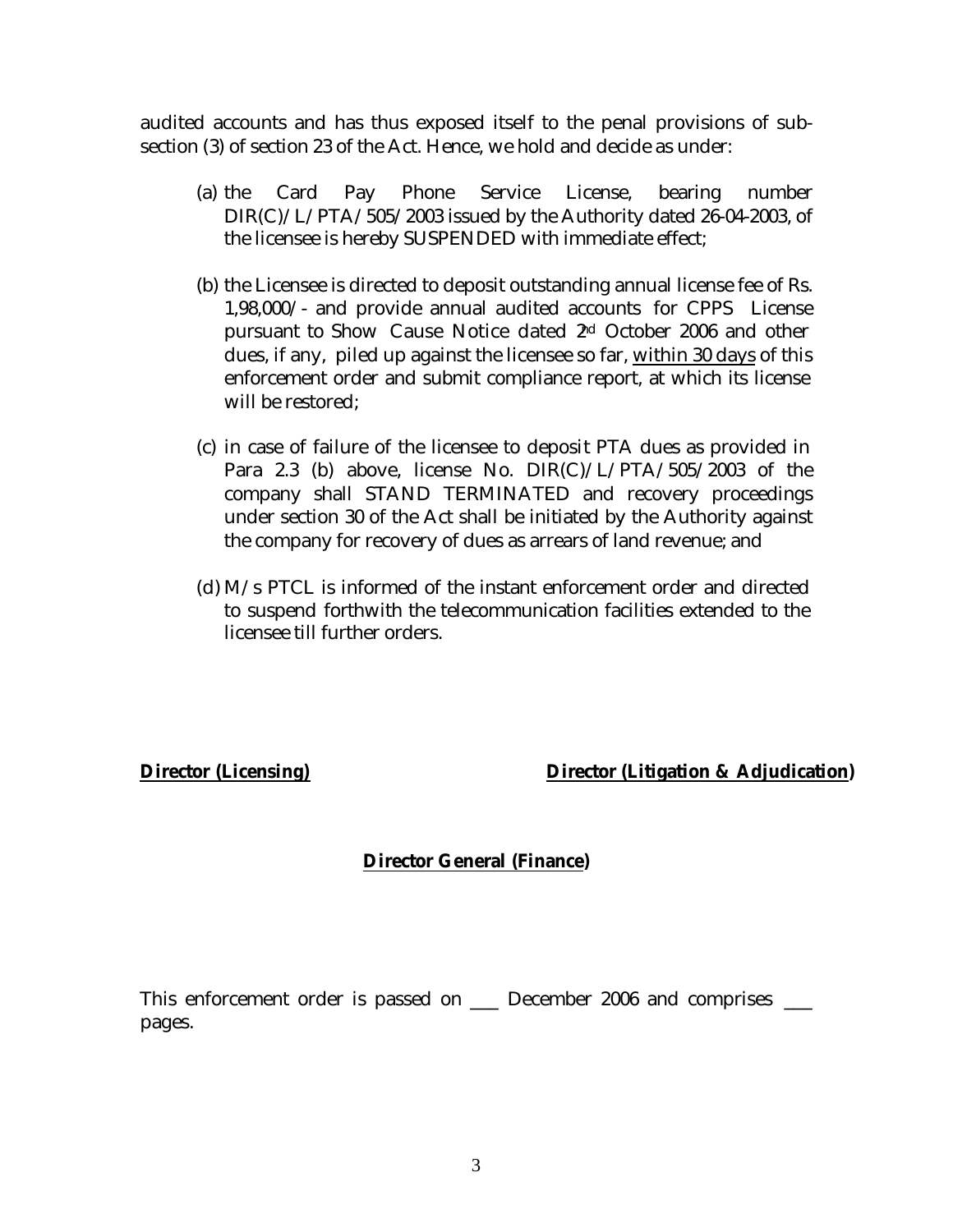audited accounts and has thus exposed itself to the penal provisions of sub-section (3) of section 23 of the Act. Hence, we hold and decide as under:

(a) the Card Pay Phone Service License, bearing number DIR(C)/L/PTA/505/2003 issued by the Authority dated 26-04-2003, of the licensee is hereby SUSPENDED with immediate effect;

(b) the Licensee is directed to deposit outstanding annual license fee of Rs. 1,98,000/- and provide annual audited accounts for CPPS License pursuant to Show Cause Notice dated 2nd October 2006 and other dues, if any, piled up against the licensee so far, within 30 days of this enforcement order and submit compliance report, at which its license will be restored;

(c) in case of failure of the licensee to deposit PTA dues as provided in Para 2.3 (b) above, license No. DIR(C)/L/PTA/505/2003 of the company shall STAND TERMINATED and recovery proceedings under section 30 of the Act shall be initiated by the Authority against the company for recovery of dues as arrears of land revenue; and

(d) M/s PTCL is informed of the instant enforcement order and directed to suspend forthwith the telecommunication facilities extended to the licensee till further orders.

**Director (Licensing)** **Director (Litigation & Adjudication)**

**Director General (Finance)**

This enforcement order is passed on ___ December 2006 and comprises ___ pages.